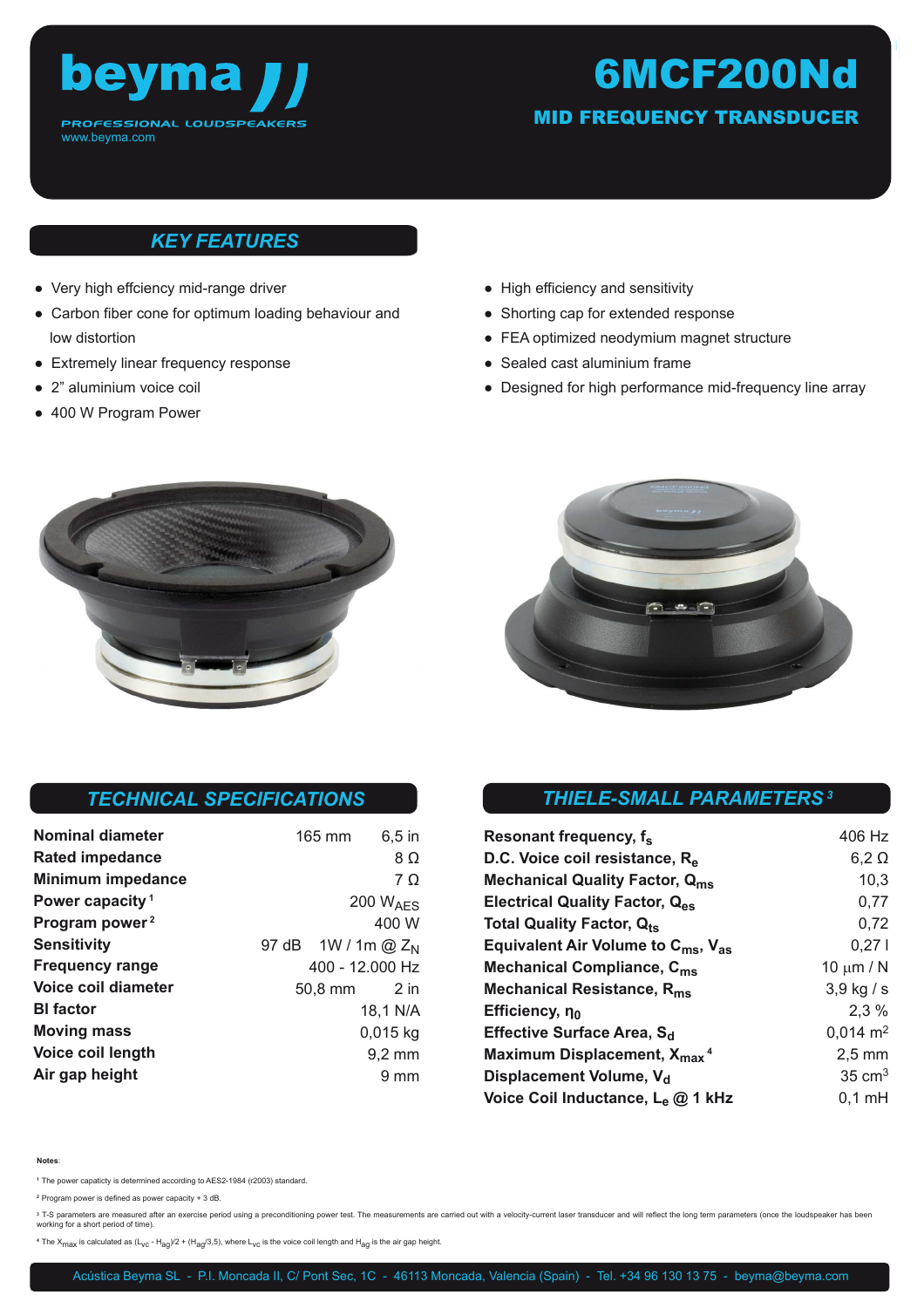# beyma

PROFESSIONAL LOUDSPEAKERS
www.beyma.com

# 6MCF200Nd

## MID FREQUENCY TRANSDUCER

## KEY FEATURES

- Very high effciency mid-range driver
- Carbon fiber cone for optimum loading behaviour and low distortion
- Extremely linear frequency response
- 2" aluminium voice coil
- 400 W Program Power
- High efficiency and sensitivity
- Shorting cap for extended response
- FEA optimized neodymium magnet structure
- Sealed cast aluminium frame
- Designed for high performance mid-frequency line array

## TECHNICAL SPECIFICATIONS

| Parameter | Value | |
|---|---|---|
| **Nominal diameter** | 165 mm | 6,5 in |
| **Rated impedance** | | 8 Ω |
| **Minimum impedance** | | 7 Ω |
| **Power capacity** [1] | | 200 $W_{AES}$ |
| **Program power** [2] | | 400 W |
| **Sensitivity** | 97 dB | 1W / 1m @ $Z_N$ |
| **Frequency range** | | 400 - 12.000 Hz |
| **Voice coil diameter** | 50,8 mm | 2 in |
| **Bl factor** | | 18,1 N/A |
| **Moving mass** | | 0,015 kg |
| **Voice coil length** | | 9,2 mm |
| **Air gap height** | | 9 mm |

## THIELE-SMALL PARAMETERS [3]

| Parameter | Value |
|---|---|
| **Resonant frequency, $f_s$** | 406 Hz |
| **D.C. Voice coil resistance, $R_e$** | 6,2 Ω |
| **Mechanical Quality Factor, $Q_{ms}$** | 10,3 |
| **Electrical Quality Factor, $Q_{es}$** | 0,77 |
| **Total Quality Factor, $Q_{ts}$** | 0,72 |
| **Equivalent Air Volume to $C_{ms}$, $V_{as}$** | 0,27 l |
| **Mechanical Compliance, $C_{ms}$** | 10 μm / N |
| **Mechanical Resistance, $R_{ms}$** | 3,9 kg / s |
| **Efficiency, $\eta_0$** | 2,3 % |
| **Effective Surface Area, $S_d$** | 0,014 m² |
| **Maximum Displacement, $X_{max}$** [4] | 2,5 mm |
| **Displacement Volume, $V_d$** | 35 cm³ |
| **Voice Coil Inductance, $L_e$ @ 1 kHz** | 0,1 mH |

**Notes**:

[1] The power capacticy is determined according to AES2-1984 (r2003) standard.

[2] Program power is defined as power capacity + 3 dB.

[3] T-S parameters are measured after an exercise period using a preconditioning power test. The measurements are carried out with a velocity-current laser transducer and will reflect the long term parameters (once the loudspeaker has been working for a short period of time).

[4] The $X_{max}$ is calculated as $(L_{vc} - H_{ag})/2 + (H_{ag}/3,5)$, where $L_{vc}$ is the voice coil length and $H_{ag}$ is the air gap height.

Acústica Beyma SL - P.I. Moncada II, C/ Pont Sec, 1C - 46113 Moncada, Valencia (Spain) - Tel. +34 96 130 13 75 - beyma@beyma.com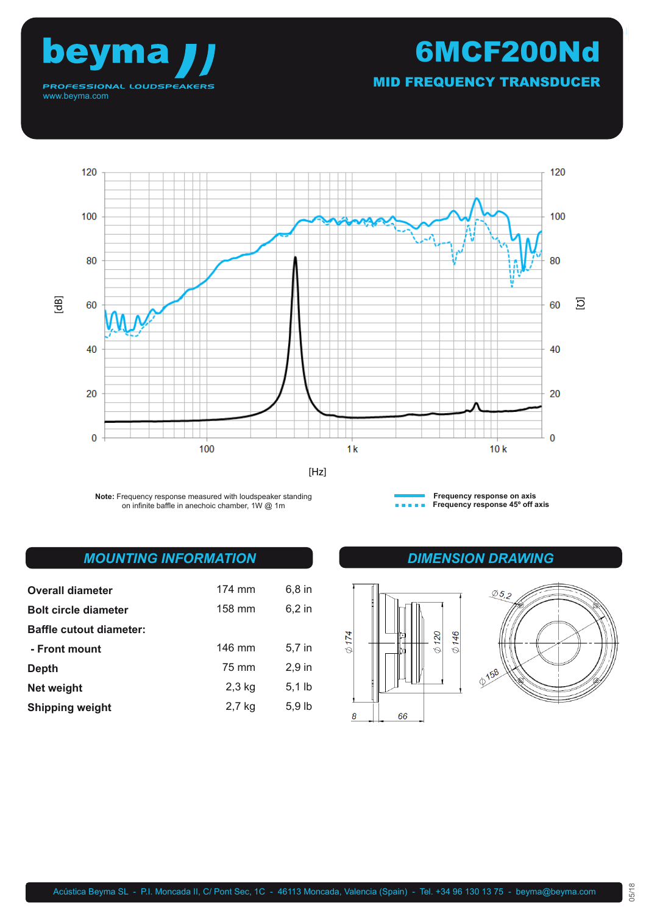# beyma

PROFESSIONAL LOUDSPEAKERS
www.beyma.com

# 6MCF200Nd

## MID FREQUENCY TRANSDUCER

120
100
80
60
40
20
0

[dB]

[Ω]

100
1 k
10 k

[Hz]

**Note:** Frequency response measured with loudspeaker standing on infinite baffle in anechoic chamber, 1W @ 1m

Frequency response on axis
Frequency response 45º off axis

## MOUNTING INFORMATION

| | | |
|---|---|---|
| **Overall diameter** | 174 mm | 6,8 in |
| **Bolt circle diameter** | 158 mm | 6,2 in |
| **Baffle cutout diameter:** | | |
| **- Front mount** | 146 mm | 5,7 in |
| **Depth** | 75 mm | 2,9 in |
| **Net weight** | 2,3 kg | 5,1 lb |
| **Shipping weight** | 2,7 kg | 5,9 lb |

## DIMENSION DRAWING

∅174
∅120
∅146
8
66
∅5,2
∅158

Acústica Beyma SL - P.I. Moncada II, C/ Pont Sec, 1C - 46113 Moncada, Valencia (Spain) - Tel. +34 96 130 13 75 - beyma@beyma.com

05/18